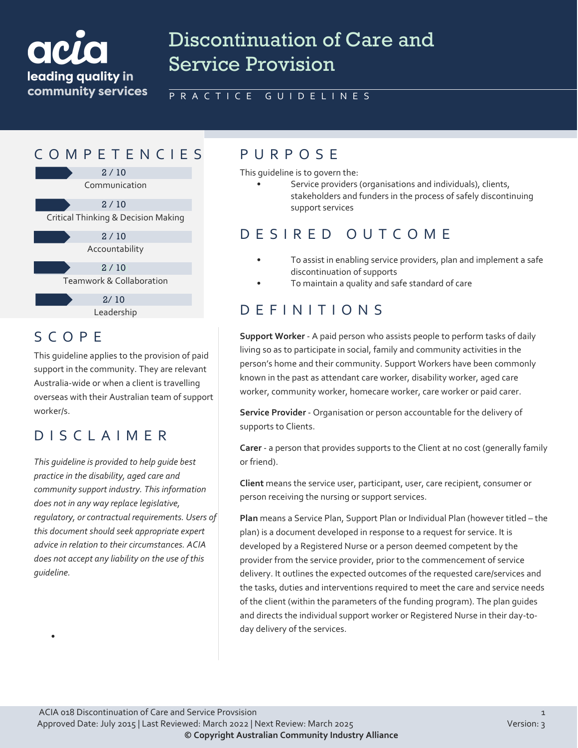acia
leading quality in community services

# Discontinuation of Care and Service Provision

PRACTICE GUIDELINES

## COMPETENCIES

2 / 10
Communication

2 / 10
Critical Thinking & Decision Making

2 / 10
Accountability

2 / 10
Teamwork & Collaboration

2/ 10
Leadership

## SCOPE

This guideline applies to the provision of paid support in the community. They are relevant Australia-wide or when a client is travelling overseas with their Australian team of support worker/s.

## DISCLAIMER

*This guideline is provided to help guide best practice in the disability, aged care and community support industry. This information does not in any way replace legislative, regulatory, or contractual requirements. Users of this document should seek appropriate expert advice in relation to their circumstances. ACIA does not accept any liability on the use of this guideline.*

## PURPOSE

This guideline is to govern the:

- Service providers (organisations and individuals), clients, stakeholders and funders in the process of safely discontinuing support services

## DESIRED OUTCOME

- To assist in enabling service providers, plan and implement a safe discontinuation of supports
- To maintain a quality and safe standard of care

## DEFINITIONS

**Support Worker** - A paid person who assists people to perform tasks of daily living so as to participate in social, family and community activities in the person's home and their community. Support Workers have been commonly known in the past as attendant care worker, disability worker, aged care worker, community worker, homecare worker, care worker or paid carer.

**Service Provider** - Organisation or person accountable for the delivery of supports to Clients.

**Carer** - a person that provides supports to the Client at no cost (generally family or friend).

**Client** means the service user, participant, user, care recipient, consumer or person receiving the nursing or support services.

**Plan** means a Service Plan, Support Plan or Individual Plan (however titled – the plan) is a document developed in response to a request for service. It is developed by a Registered Nurse or a person deemed competent by the provider from the service provider, prior to the commencement of service delivery. It outlines the expected outcomes of the requested care/services and the tasks, duties and interventions required to meet the care and service needs of the client (within the parameters of the funding program). The plan guides and directs the individual support worker or Registered Nurse in their day-to-day delivery of the services.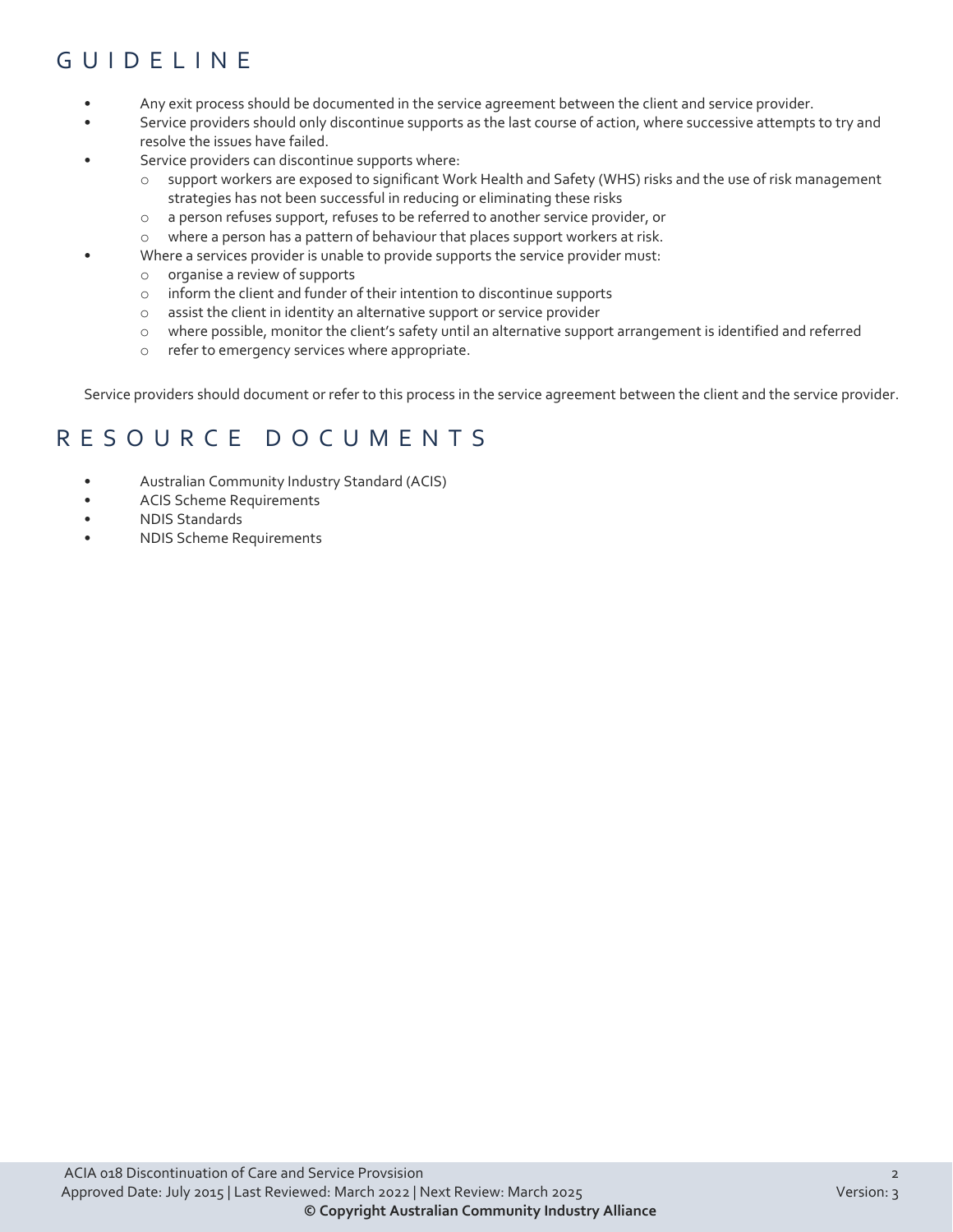## GUIDELINE

- Any exit process should be documented in the service agreement between the client and service provider.
- Service providers should only discontinue supports as the last course of action, where successive attempts to try and resolve the issues have failed.
- Service providers can discontinue supports where:
  - support workers are exposed to significant Work Health and Safety (WHS) risks and the use of risk management strategies has not been successful in reducing or eliminating these risks
  - a person refuses support, refuses to be referred to another service provider, or
  - where a person has a pattern of behaviour that places support workers at risk.
- Where a services provider is unable to provide supports the service provider must:
  - organise a review of supports
  - inform the client and funder of their intention to discontinue supports
  - assist the client in identity an alternative support or service provider
  - where possible, monitor the client's safety until an alternative support arrangement is identified and referred
  - refer to emergency services where appropriate.

Service providers should document or refer to this process in the service agreement between the client and the service provider.

## RESOURCE DOCUMENTS

- Australian Community Industry Standard (ACIS)
- ACIS Scheme Requirements
- NDIS Standards
- NDIS Scheme Requirements